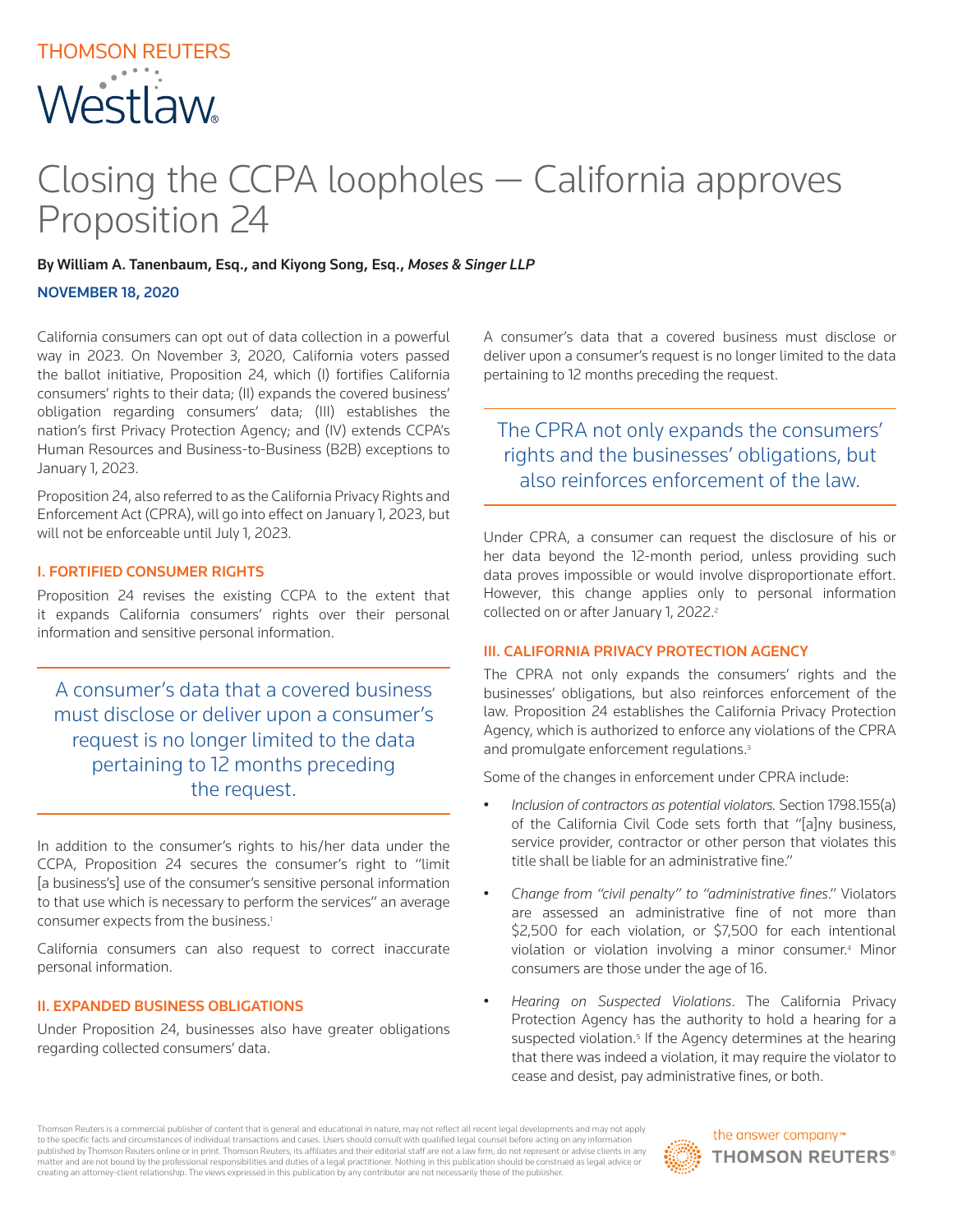# Closing the CCPA loopholes — California approves Proposition 24

**By William A. Tanenbaum, Esq., and Kiyong Song, Esq.,** ***Moses & Singer LLP***

**NOVEMBER 18, 2020**

California consumers can opt out of data collection in a powerful way in 2023. On November 3, 2020, California voters passed the ballot initiative, Proposition 24, which (I) fortifies California consumers' rights to their data; (II) expands the covered business' obligation regarding consumers' data; (III) establishes the nation's first Privacy Protection Agency; and (IV) extends CCPA's Human Resources and Business-to-Business (B2B) exceptions to January 1, 2023.

Proposition 24, also referred to as the California Privacy Rights and Enforcement Act (CPRA), will go into effect on January 1, 2023, but will not be enforceable until July 1, 2023.

## I. FORTIFIED CONSUMER RIGHTS

Proposition 24 revises the existing CCPA to the extent that it expands California consumers' rights over their personal information and sensitive personal information.

> A consumer's data that a covered business must disclose or deliver upon a consumer's request is no longer limited to the data pertaining to 12 months preceding the request.

In addition to the consumer's rights to his/her data under the CCPA, Proposition 24 secures the consumer's right to "limit [a business's] use of the consumer's sensitive personal information to that use which is necessary to perform the services" an average consumer expects from the business.[1]

California consumers can also request to correct inaccurate personal information.

## II. EXPANDED BUSINESS OBLIGATIONS

Under Proposition 24, businesses also have greater obligations regarding collected consumers' data.

A consumer's data that a covered business must disclose or deliver upon a consumer's request is no longer limited to the data pertaining to 12 months preceding the request.

> The CPRA not only expands the consumers' rights and the businesses' obligations, but also reinforces enforcement of the law.

Under CPRA, a consumer can request the disclosure of his or her data beyond the 12-month period, unless providing such data proves impossible or would involve disproportionate effort. However, this change applies only to personal information collected on or after January 1, 2022.[2]

## III. CALIFORNIA PRIVACY PROTECTION AGENCY

The CPRA not only expands the consumers' rights and the businesses' obligations, but also reinforces enforcement of the law. Proposition 24 establishes the California Privacy Protection Agency, which is authorized to enforce any violations of the CPRA and promulgate enforcement regulations.[3]

Some of the changes in enforcement under CPRA include:

- *Inclusion of contractors as potential violators.* Section 1798.155(a) of the California Civil Code sets forth that "[a]ny business, service provider, contractor or other person that violates this title shall be liable for an administrative fine."
- *Change from "civil penalty" to "administrative fines."* Violators are assessed an administrative fine of not more than $2,500 for each violation, or $7,500 for each intentional violation or violation involving a minor consumer.[4] Minor consumers are those under the age of 16.
- *Hearing on Suspected Violations*. The California Privacy Protection Agency has the authority to hold a hearing for a suspected violation.[5] If the Agency determines at the hearing that there was indeed a violation, it may require the violator to cease and desist, pay administrative fines, or both.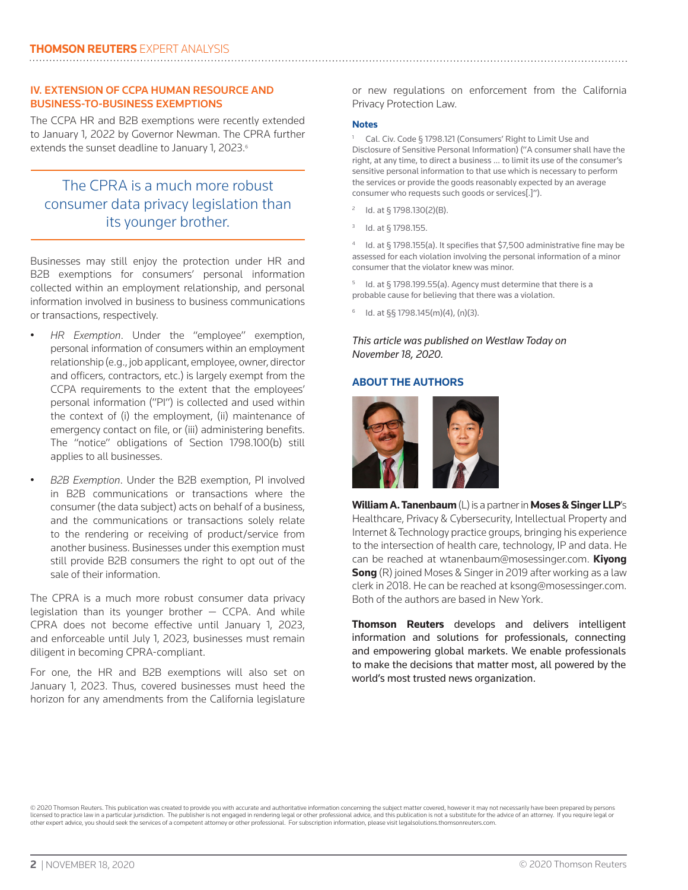## IV. EXTENSION OF CCPA HUMAN RESOURCE AND BUSINESS-TO-BUSINESS EXEMPTIONS

The CCPA HR and B2B exemptions were recently extended to January 1, 2022 by Governor Newman. The CPRA further extends the sunset deadline to January 1, 2023.[6]

> The CPRA is a much more robust consumer data privacy legislation than its younger brother.

Businesses may still enjoy the protection under HR and B2B exemptions for consumers' personal information collected within an employment relationship, and personal information involved in business to business communications or transactions, respectively.

- *HR Exemption*. Under the "employee" exemption, personal information of consumers within an employment relationship (e.g., job applicant, employee, owner, director and officers, contractors, etc.) is largely exempt from the CCPA requirements to the extent that the employees' personal information ("PI") is collected and used within the context of (i) the employment, (ii) maintenance of emergency contact on file, or (iii) administering benefits. The "notice" obligations of Section 1798.100(b) still applies to all businesses.
- *B2B Exemption*. Under the B2B exemption, PI involved in B2B communications or transactions where the consumer (the data subject) acts on behalf of a business, and the communications or transactions solely relate to the rendering or receiving of product/service from another business. Businesses under this exemption must still provide B2B consumers the right to opt out of the sale of their information.

The CPRA is a much more robust consumer data privacy legislation than its younger brother — CCPA. And while CPRA does not become effective until January 1, 2023, and enforceable until July 1, 2023, businesses must remain diligent in becoming CPRA-compliant.

For one, the HR and B2B exemptions will also set on January 1, 2023. Thus, covered businesses must heed the horizon for any amendments from the California legislature or new regulations on enforcement from the California Privacy Protection Law.

### Notes

[1] Cal. Civ. Code § 1798.121 (Consumers' Right to Limit Use and Disclosure of Sensitive Personal Information) ("A consumer shall have the right, at any time, to direct a business ... to limit its use of the consumer's sensitive personal information to that use which is necessary to perform the services or provide the goods reasonably expected by an average consumer who requests such goods or services[.]").

[2] Id. at § 1798.130(2)(B).

[3] Id. at § 1798.155.

[4] Id. at § 1798.155(a). It specifies that $7,500 administrative fine may be assessed for each violation involving the personal information of a minor consumer that the violator knew was minor.

[5] Id. at § 1798.199.55(a). Agency must determine that there is a probable cause for believing that there was a violation.

[6] Id. at §§ 1798.145(m)(4), (n)(3).

*This article was published on Westlaw Today on November 18, 2020.*

### ABOUT THE AUTHORS

**William A. Tanenbaum** (L) is a partner in **Moses & Singer LLP**'s Healthcare, Privacy & Cybersecurity, Intellectual Property and Internet & Technology practice groups, bringing his experience to the intersection of health care, technology, IP and data. He can be reached at wtanenbaum@mosessinger.com. **Kiyong Song** (R) joined Moses & Singer in 2019 after working as a law clerk in 2018. He can be reached at ksong@mosessinger.com. Both of the authors are based in New York.

**Thomson Reuters** develops and delivers intelligent information and solutions for professionals, connecting and empowering global markets. We enable professionals to make the decisions that matter most, all powered by the world's most trusted news organization.

© 2020 Thomson Reuters. This publication was created to provide you with accurate and authoritative information concerning the subject matter covered, however it may not necessarily have been prepared by persons licensed to practice law in a particular jurisdiction. The publisher is not engaged in rendering legal or other professional advice, and this publication is not a substitute for the advice of an attorney. If you require legal or other expert advice, you should seek the services of a competent attorney or other professional. For subscription information, please visit legalsolutions.thomsonreuters.com.